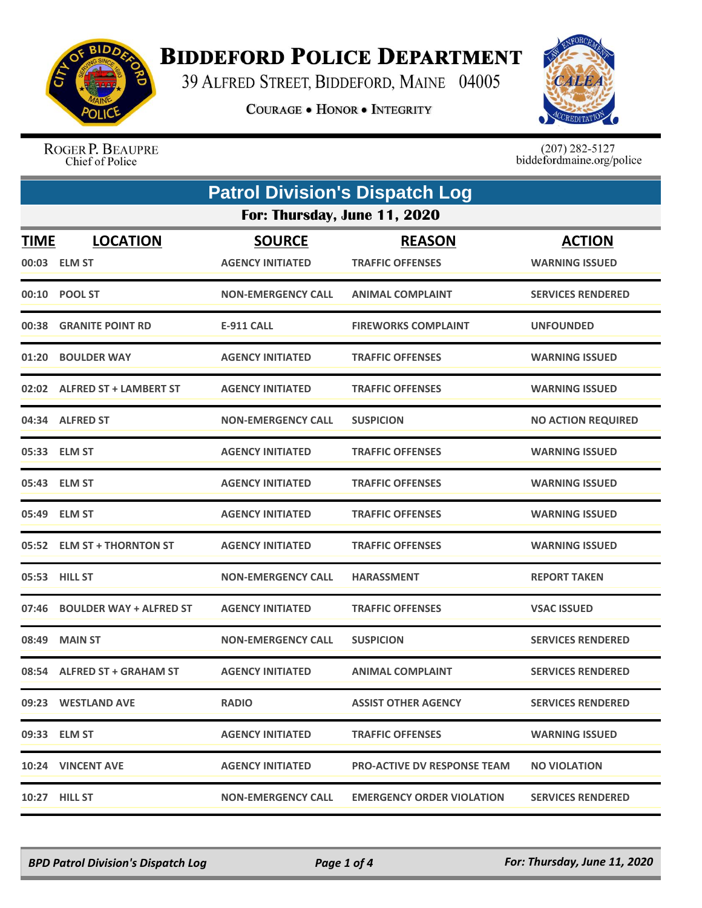# BIDDEFORD POLICE DEPARTMENT

39 ALFRED STREET, BIDDEFORD, MAINE 04005

COURAGE • HONOR • INTEGRITY

ROGER P. BEAUPRE
Chief of Police

(207) 282-5127
biddefordmaine.org/police

## Patrol Division's Dispatch Log

### For: Thursday, June 11, 2020

| TIME | LOCATION | SOURCE | REASON | ACTION |
|---|---|---|---|---|
| 00:03 | ELM ST | AGENCY INITIATED | TRAFFIC OFFENSES | WARNING ISSUED |
| 00:10 | POOL ST | NON-EMERGENCY CALL | ANIMAL COMPLAINT | SERVICES RENDERED |
| 00:38 | GRANITE POINT RD | E-911 CALL | FIREWORKS COMPLAINT | UNFOUNDED |
| 01:20 | BOULDER WAY | AGENCY INITIATED | TRAFFIC OFFENSES | WARNING ISSUED |
| 02:02 | ALFRED ST + LAMBERT ST | AGENCY INITIATED | TRAFFIC OFFENSES | WARNING ISSUED |
| 04:34 | ALFRED ST | NON-EMERGENCY CALL | SUSPICION | NO ACTION REQUIRED |
| 05:33 | ELM ST | AGENCY INITIATED | TRAFFIC OFFENSES | WARNING ISSUED |
| 05:43 | ELM ST | AGENCY INITIATED | TRAFFIC OFFENSES | WARNING ISSUED |
| 05:49 | ELM ST | AGENCY INITIATED | TRAFFIC OFFENSES | WARNING ISSUED |
| 05:52 | ELM ST + THORNTON ST | AGENCY INITIATED | TRAFFIC OFFENSES | WARNING ISSUED |
| 05:53 | HILL ST | NON-EMERGENCY CALL | HARASSMENT | REPORT TAKEN |
| 07:46 | BOULDER WAY + ALFRED ST | AGENCY INITIATED | TRAFFIC OFFENSES | VSAC ISSUED |
| 08:49 | MAIN ST | NON-EMERGENCY CALL | SUSPICION | SERVICES RENDERED |
| 08:54 | ALFRED ST + GRAHAM ST | AGENCY INITIATED | ANIMAL COMPLAINT | SERVICES RENDERED |
| 09:23 | WESTLAND AVE | RADIO | ASSIST OTHER AGENCY | SERVICES RENDERED |
| 09:33 | ELM ST | AGENCY INITIATED | TRAFFIC OFFENSES | WARNING ISSUED |
| 10:24 | VINCENT AVE | AGENCY INITIATED | PRO-ACTIVE DV RESPONSE TEAM | NO VIOLATION |
| 10:27 | HILL ST | NON-EMERGENCY CALL | EMERGENCY ORDER VIOLATION | SERVICES RENDERED |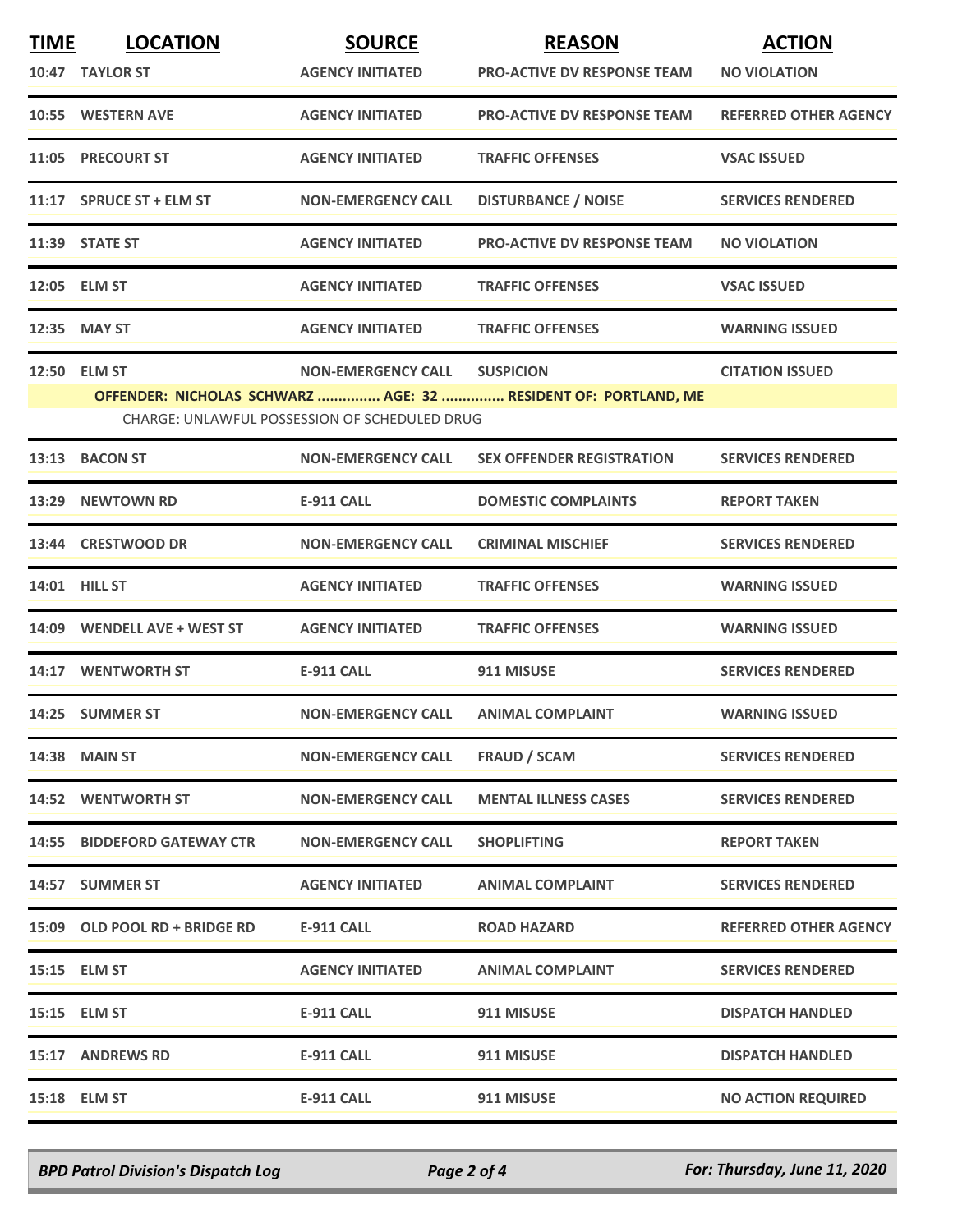| TIME | LOCATION | SOURCE | REASON | ACTION |
|---|---|---|---|---|
| 10:47 | TAYLOR ST | AGENCY INITIATED | PRO-ACTIVE DV RESPONSE TEAM | NO VIOLATION |
| 10:55 | WESTERN AVE | AGENCY INITIATED | PRO-ACTIVE DV RESPONSE TEAM | REFERRED OTHER AGENCY |
| 11:05 | PRECOURT ST | AGENCY INITIATED | TRAFFIC OFFENSES | VSAC ISSUED |
| 11:17 | SPRUCE ST + ELM ST | NON-EMERGENCY CALL | DISTURBANCE / NOISE | SERVICES RENDERED |
| 11:39 | STATE ST | AGENCY INITIATED | PRO-ACTIVE DV RESPONSE TEAM | NO VIOLATION |
| 12:05 | ELM ST | AGENCY INITIATED | TRAFFIC OFFENSES | VSAC ISSUED |
| 12:35 | MAY ST | AGENCY INITIATED | TRAFFIC OFFENSES | WARNING ISSUED |
| 12:50 | ELM ST | NON-EMERGENCY CALL | SUSPICION | CITATION ISSUED |
| | OFFENDER: NICHOLAS SCHWARZ ............... AGE: 32 ............... RESIDENT OF: PORTLAND, ME | | | |
| | CHARGE: UNLAWFUL POSSESSION OF SCHEDULED DRUG | | | |
| 13:13 | BACON ST | NON-EMERGENCY CALL | SEX OFFENDER REGISTRATION | SERVICES RENDERED |
| 13:29 | NEWTOWN RD | E-911 CALL | DOMESTIC COMPLAINTS | REPORT TAKEN |
| 13:44 | CRESTWOOD DR | NON-EMERGENCY CALL | CRIMINAL MISCHIEF | SERVICES RENDERED |
| 14:01 | HILL ST | AGENCY INITIATED | TRAFFIC OFFENSES | WARNING ISSUED |
| 14:09 | WENDELL AVE + WEST ST | AGENCY INITIATED | TRAFFIC OFFENSES | WARNING ISSUED |
| 14:17 | WENTWORTH ST | E-911 CALL | 911 MISUSE | SERVICES RENDERED |
| 14:25 | SUMMER ST | NON-EMERGENCY CALL | ANIMAL COMPLAINT | WARNING ISSUED |
| 14:38 | MAIN ST | NON-EMERGENCY CALL | FRAUD / SCAM | SERVICES RENDERED |
| 14:52 | WENTWORTH ST | NON-EMERGENCY CALL | MENTAL ILLNESS CASES | SERVICES RENDERED |
| 14:55 | BIDDEFORD GATEWAY CTR | NON-EMERGENCY CALL | SHOPLIFTING | REPORT TAKEN |
| 14:57 | SUMMER ST | AGENCY INITIATED | ANIMAL COMPLAINT | SERVICES RENDERED |
| 15:09 | OLD POOL RD + BRIDGE RD | E-911 CALL | ROAD HAZARD | REFERRED OTHER AGENCY |
| 15:15 | ELM ST | AGENCY INITIATED | ANIMAL COMPLAINT | SERVICES RENDERED |
| 15:15 | ELM ST | E-911 CALL | 911 MISUSE | DISPATCH HANDLED |
| 15:17 | ANDREWS RD | E-911 CALL | 911 MISUSE | DISPATCH HANDLED |
| 15:18 | ELM ST | E-911 CALL | 911 MISUSE | NO ACTION REQUIRED |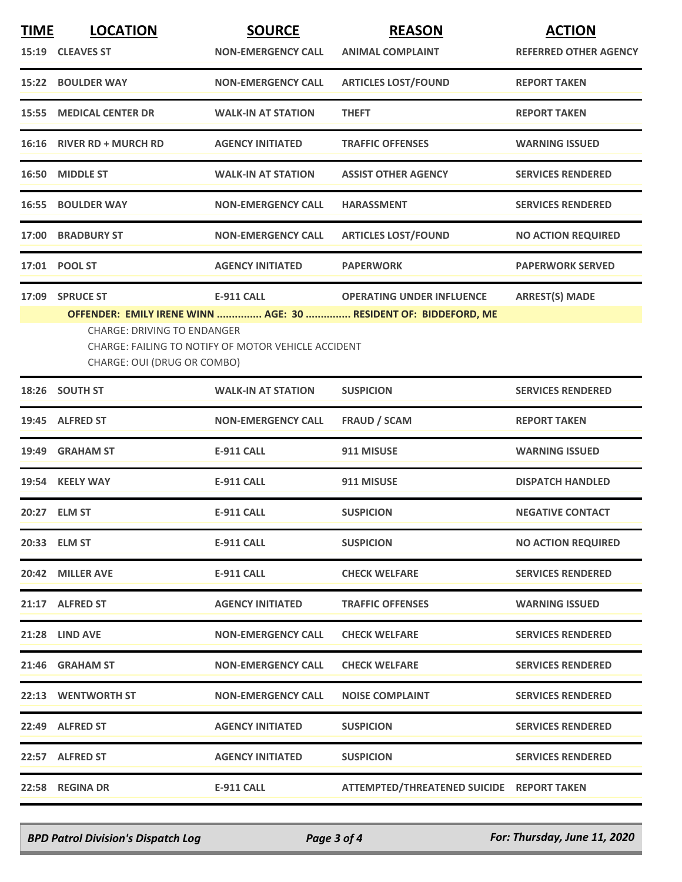| TIME | LOCATION | SOURCE | REASON | ACTION |
| --- | --- | --- | --- | --- |
| 15:19 | CLEAVES ST | NON-EMERGENCY CALL | ANIMAL COMPLAINT | REFERRED OTHER AGENCY |
| 15:22 | BOULDER WAY | NON-EMERGENCY CALL | ARTICLES LOST/FOUND | REPORT TAKEN |
| 15:55 | MEDICAL CENTER DR | WALK-IN AT STATION | THEFT | REPORT TAKEN |
| 16:16 | RIVER RD + MURCH RD | AGENCY INITIATED | TRAFFIC OFFENSES | WARNING ISSUED |
| 16:50 | MIDDLE ST | WALK-IN AT STATION | ASSIST OTHER AGENCY | SERVICES RENDERED |
| 16:55 | BOULDER WAY | NON-EMERGENCY CALL | HARASSMENT | SERVICES RENDERED |
| 17:00 | BRADBURY ST | NON-EMERGENCY CALL | ARTICLES LOST/FOUND | NO ACTION REQUIRED |
| 17:01 | POOL ST | AGENCY INITIATED | PAPERWORK | PAPERWORK SERVED |
| 17:09 | SPRUCE ST | E-911 CALL | OPERATING UNDER INFLUENCE | ARREST(S) MADE |
| | OFFENDER: EMILY IRENE WINN ............... AGE: 30 ............... RESIDENT OF: BIDDEFORD, ME<br>CHARGE: DRIVING TO ENDANGER<br>CHARGE: FAILING TO NOTIFY OF MOTOR VEHICLE ACCIDENT<br>CHARGE: OUI (DRUG OR COMBO) | | | |
| 18:26 | SOUTH ST | WALK-IN AT STATION | SUSPICION | SERVICES RENDERED |
| 19:45 | ALFRED ST | NON-EMERGENCY CALL | FRAUD / SCAM | REPORT TAKEN |
| 19:49 | GRAHAM ST | E-911 CALL | 911 MISUSE | WARNING ISSUED |
| 19:54 | KEELY WAY | E-911 CALL | 911 MISUSE | DISPATCH HANDLED |
| 20:27 | ELM ST | E-911 CALL | SUSPICION | NEGATIVE CONTACT |
| 20:33 | ELM ST | E-911 CALL | SUSPICION | NO ACTION REQUIRED |
| 20:42 | MILLER AVE | E-911 CALL | CHECK WELFARE | SERVICES RENDERED |
| 21:17 | ALFRED ST | AGENCY INITIATED | TRAFFIC OFFENSES | WARNING ISSUED |
| 21:28 | LIND AVE | NON-EMERGENCY CALL | CHECK WELFARE | SERVICES RENDERED |
| 21:46 | GRAHAM ST | NON-EMERGENCY CALL | CHECK WELFARE | SERVICES RENDERED |
| 22:13 | WENTWORTH ST | NON-EMERGENCY CALL | NOISE COMPLAINT | SERVICES RENDERED |
| 22:49 | ALFRED ST | AGENCY INITIATED | SUSPICION | SERVICES RENDERED |
| 22:57 | ALFRED ST | AGENCY INITIATED | SUSPICION | SERVICES RENDERED |
| 22:58 | REGINA DR | E-911 CALL | ATTEMPTED/THREATENED SUICIDE | REPORT TAKEN |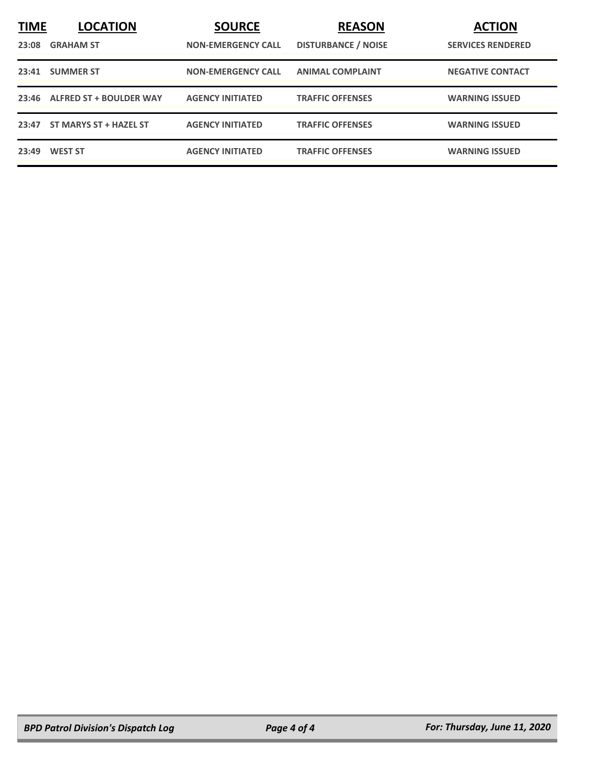| TIME | LOCATION | SOURCE | REASON | ACTION |
|---|---|---|---|---|
| 23:08 | GRAHAM ST | NON-EMERGENCY CALL | DISTURBANCE / NOISE | SERVICES RENDERED |
| 23:41 | SUMMER ST | NON-EMERGENCY CALL | ANIMAL COMPLAINT | NEGATIVE CONTACT |
| 23:46 | ALFRED ST + BOULDER WAY | AGENCY INITIATED | TRAFFIC OFFENSES | WARNING ISSUED |
| 23:47 | ST MARYS ST + HAZEL ST | AGENCY INITIATED | TRAFFIC OFFENSES | WARNING ISSUED |
| 23:49 | WEST ST | AGENCY INITIATED | TRAFFIC OFFENSES | WARNING ISSUED |